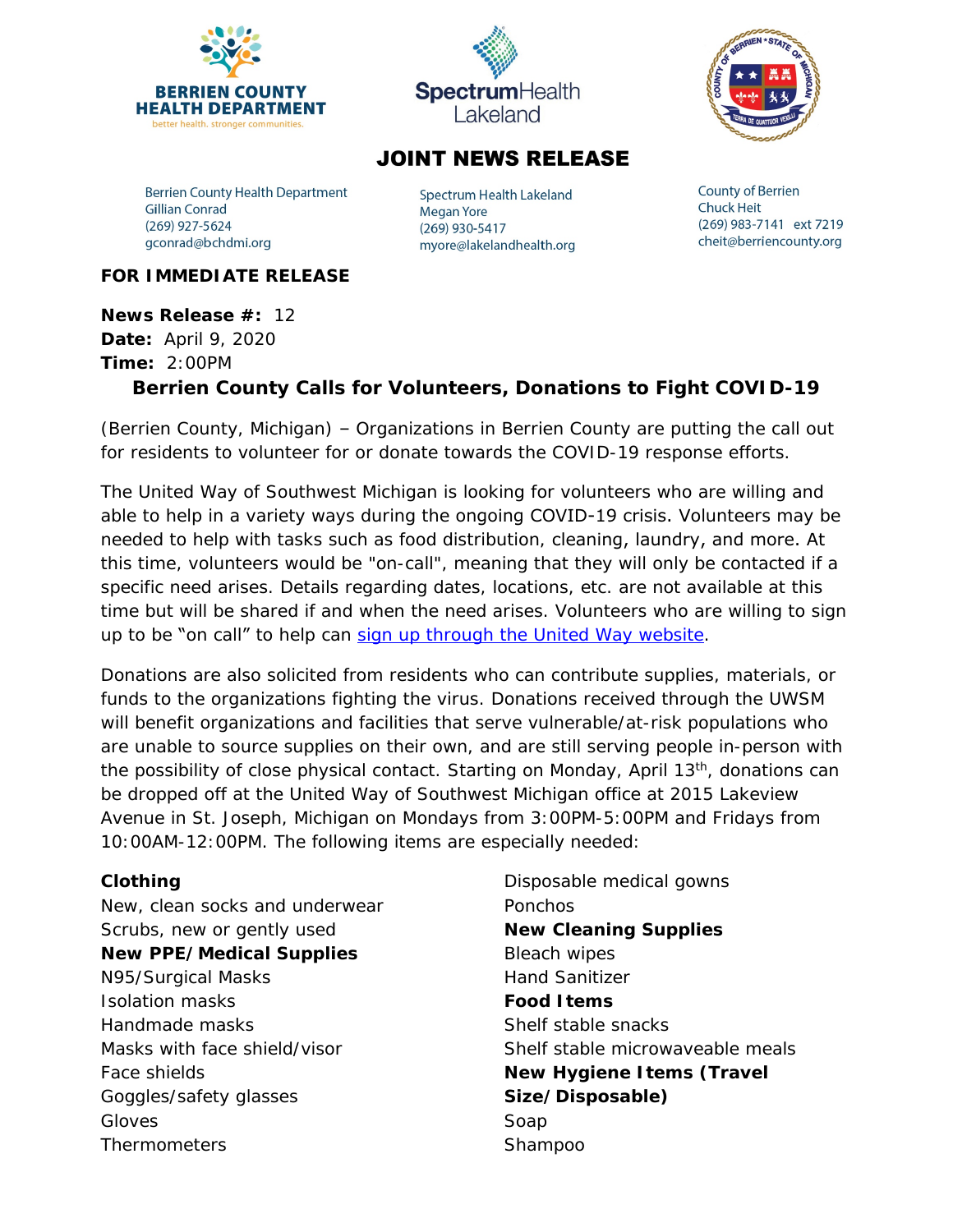BERRIEN COUNTY HEALTH DEPARTMENT
better health. stronger communities.

SpectrumHealth Lakeland

# JOINT NEWS RELEASE

Berrien County Health Department
Gillian Conrad
(269) 927-5624
gconrad@bchdmi.org

Spectrum Health Lakeland
Megan Yore
(269) 930-5417
myore@lakelandhealth.org

County of Berrien
Chuck Heit
(269) 983-7141 ext 7219
cheit@berriencounty.org

**FOR IMMEDIATE RELEASE**

**News Release #:** 12
**Date:** April 9, 2020
**Time:** 2:00PM

## Berrien County Calls for Volunteers, Donations to Fight COVID-19

(Berrien County, Michigan) – Organizations in Berrien County are putting the call out for residents to volunteer for or donate towards the COVID-19 response efforts.

The United Way of Southwest Michigan is looking for volunteers who are willing and able to help in a variety ways during the ongoing COVID-19 crisis. Volunteers may be needed to help with tasks such as food distribution, cleaning, laundry, and more. At this time, volunteers would be "on-call", meaning that they will only be contacted if a specific need arises. Details regarding dates, locations, etc. are not available at this time but will be shared if and when the need arises. Volunteers who are willing to sign up to be "on call" to help can sign up through the United Way website.

Donations are also solicited from residents who can contribute supplies, materials, or funds to the organizations fighting the virus. Donations received through the UWSM will benefit organizations and facilities that serve vulnerable/at-risk populations who are unable to source supplies on their own, and are still serving people in-person with the possibility of close physical contact. Starting on Monday, April 13th, donations can be dropped off at the United Way of Southwest Michigan office at 2015 Lakeview Avenue in St. Joseph, Michigan on Mondays from 3:00PM-5:00PM and Fridays from 10:00AM-12:00PM. The following items are especially needed:

**Clothing**
New, clean socks and underwear
Scrubs, new or gently used

**New PPE/Medical Supplies**
N95/Surgical Masks
Isolation masks
Handmade masks
Masks with face shield/visor
Face shields
Goggles/safety glasses
Gloves
Thermometers
Disposable medical gowns
Ponchos

**New Cleaning Supplies**
Bleach wipes
Hand Sanitizer

**Food Items**
Shelf stable snacks
Shelf stable microwaveable meals

**New Hygiene Items (Travel Size/Disposable)**
Soap
Shampoo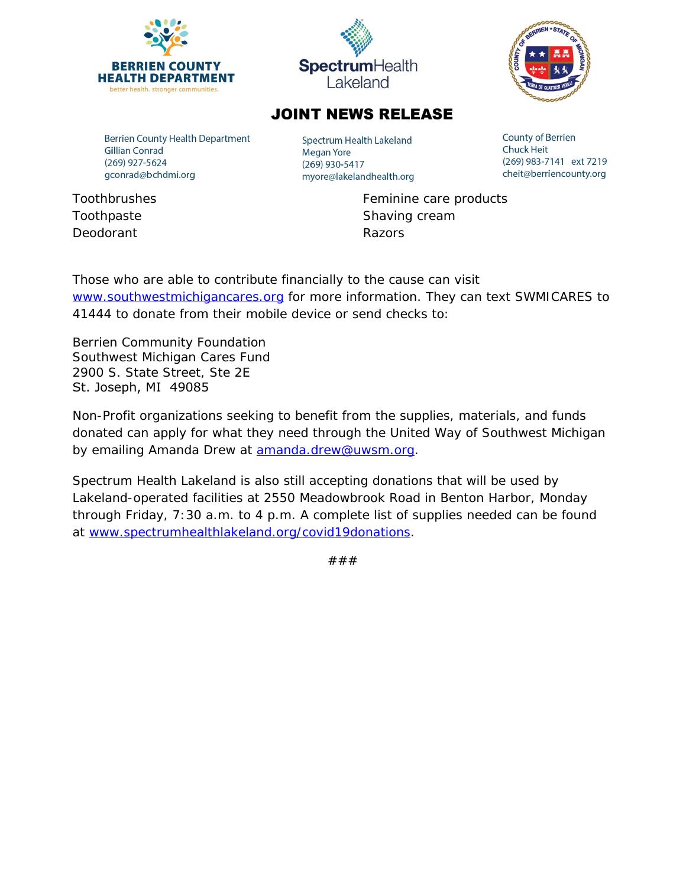# JOINT NEWS RELEASE

Berrien County Health Department
Gillian Conrad
(269) 927-5624
gconrad@bchdmi.org

Spectrum Health Lakeland
Megan Yore
(269) 930-5417
myore@lakelandhealth.org

County of Berrien
Chuck Heit
(269) 983-7141 ext 7219
cheit@berriencounty.org

- Toothbrushes
- Toothpaste
- Deodorant
- Feminine care products
- Shaving cream
- Razors

Those who are able to contribute financially to the cause can visit [www.southwestmichigancares.org](http://www.southwestmichigancares.org) for more information. They can text SWMICARES to 41444 to donate from their mobile device or send checks to:

Berrien Community Foundation
Southwest Michigan Cares Fund
2900 S. State Street, Ste 2E
St. Joseph, MI 49085

Non-Profit organizations seeking to benefit from the supplies, materials, and funds donated can apply for what they need through the United Way of Southwest Michigan by emailing Amanda Drew at [amanda.drew@uwsm.org](mailto:amanda.drew@uwsm.org).

Spectrum Health Lakeland is also still accepting donations that will be used by Lakeland-operated facilities at 2550 Meadowbrook Road in Benton Harbor, Monday through Friday, 7:30 a.m. to 4 p.m. A complete list of supplies needed can be found at [www.spectrumhealthlakeland.org/covid19donations](http://www.spectrumhealthlakeland.org/covid19donations).

###